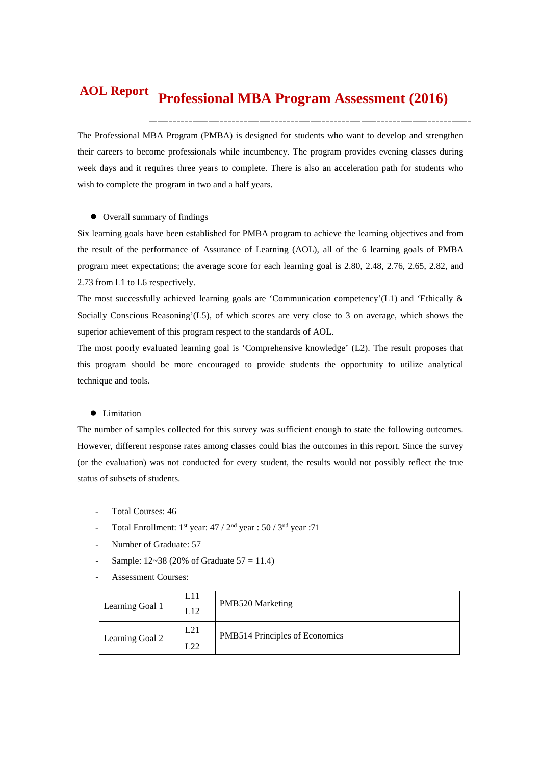# AOL Report Professional MBA Program Assessment (2016)

The Professional MBA Program (PMBA) is designed for students who want to develop and strengthen their careers to become professionals while incumbency. The program provides evening classes during week days and it requires three years to complete. There is also an acceleration path for students who wish to complete the program in two and a half years.

- Overall summary of findings

Six learning goals have been established for PMBA program to achieve the learning objectives and from the result of the performance of Assurance of Learning (AOL), all of the 6 learning goals of PMBA program meet expectations; the average score for each learning goal is 2.80, 2.48, 2.76, 2.65, 2.82, and 2.73 from L1 to L6 respectively.

The most successfully achieved learning goals are 'Communication competency'(L1) and 'Ethically & Socially Conscious Reasoning'(L5), of which scores are very close to 3 on average, which shows the superior achievement of this program respect to the standards of AOL.

The most poorly evaluated learning goal is 'Comprehensive knowledge' (L2). The result proposes that this program should be more encouraged to provide students the opportunity to utilize analytical technique and tools.

- Limitation

The number of samples collected for this survey was sufficient enough to state the following outcomes. However, different response rates among classes could bias the outcomes in this report. Since the survey (or the evaluation) was not conducted for every student, the results would not possibly reflect the true status of subsets of students.

- Total Courses: 46
- Total Enrollment: 1st year: 47 / 2nd year : 50 / 3nd year :71
- Number of Graduate: 57
- Sample: 12~38 (20% of Graduate 57 = 11.4)
- Assessment Courses:

| | | |
|---|---|---|
| Learning Goal 1 | L11<br>L12 | PMB520 Marketing |
| Learning Goal 2 | L21<br>L22 | PMB514 Principles of Economics |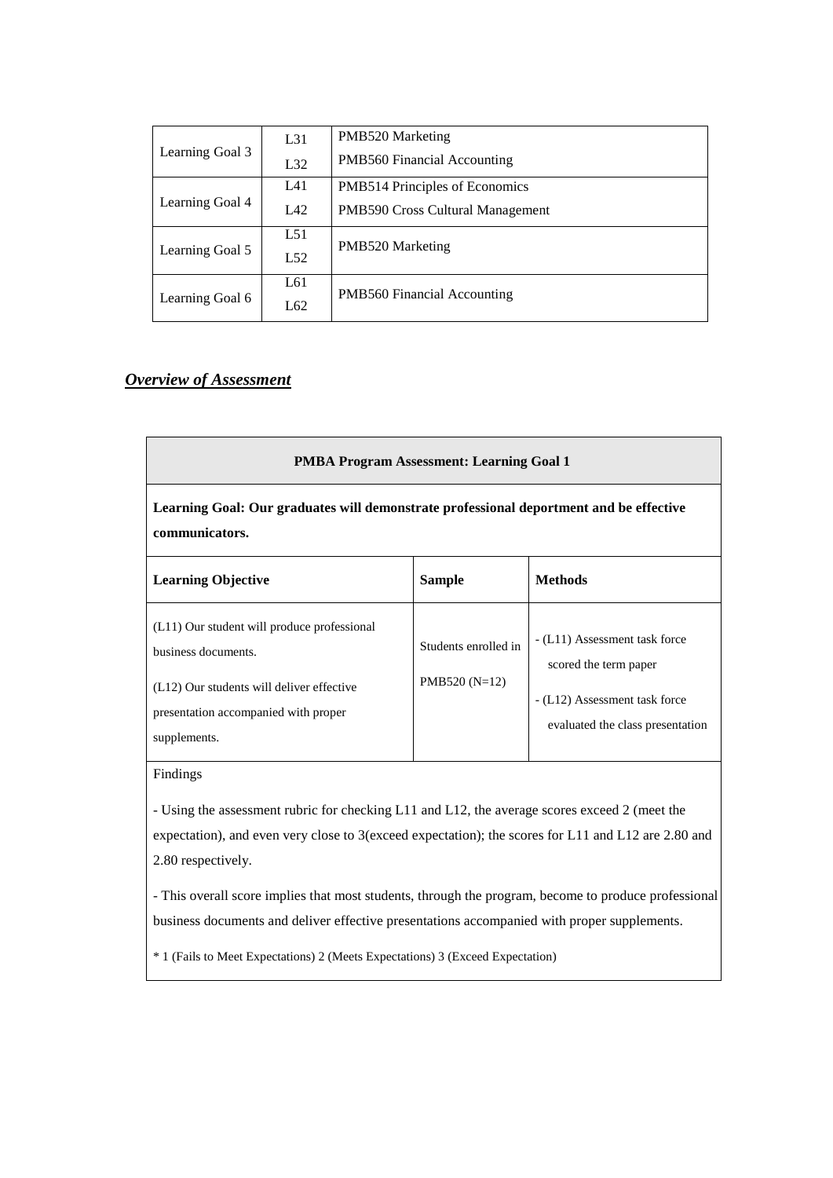| Learning Goal 3 | L31<br>L32 | PMB520 Marketing<br>PMB560 Financial Accounting |
|---|---|---|
| Learning Goal 4 | L41<br>L42 | PMB514 Principles of Economics<br>PMB590 Cross Cultural Management |
| Learning Goal 5 | L51<br>L52 | PMB520 Marketing |
| Learning Goal 6 | L61<br>L62 | PMB560 Financial Accounting |

## ***Overview of Assessment***

| **PMBA Program Assessment: Learning Goal 1** | | |
|---|---|---|
| **Learning Goal: Our graduates will demonstrate professional deportment and be effective communicators.** | | |
| **Learning Objective** | **Sample** | **Methods** |
| (L11) Our student will produce professional business documents.<br><br>(L12) Our students will deliver effective presentation accompanied with proper supplements. | Students enrolled in PMB520 (N=12) | - (L11) Assessment task force scored the term paper<br><br>- (L12) Assessment task force evaluated the class presentation |
| Findings<br><br>- Using the assessment rubric for checking L11 and L12, the average scores exceed 2 (meet the expectation), and even very close to 3(exceed expectation); the scores for L11 and L12 are 2.80 and 2.80 respectively.<br><br>- This overall score implies that most students, through the program, become to produce professional business documents and deliver effective presentations accompanied with proper supplements.<br><br>* 1 (Fails to Meet Expectations) 2 (Meets Expectations) 3 (Exceed Expectation) | | |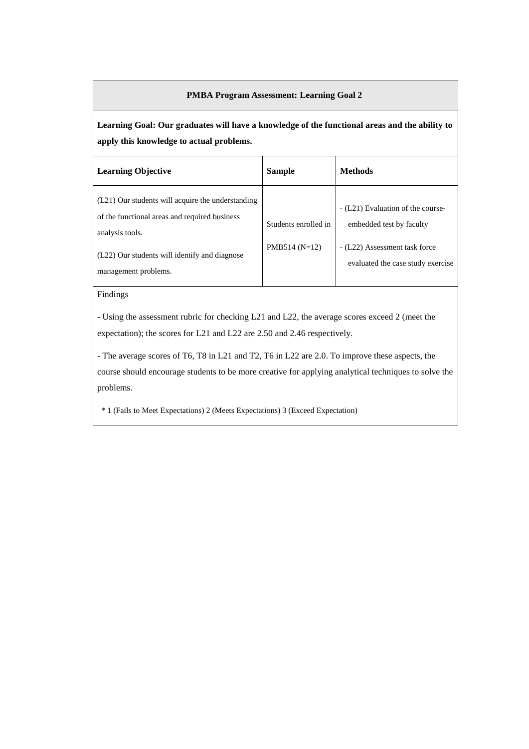**PMBA Program Assessment: Learning Goal 2**

**Learning Goal: Our graduates will have a knowledge of the functional areas and the ability to apply this knowledge to actual problems.**

| **Learning Objective** | **Sample** | **Methods** |
|---|---|---|
| (L21) Our students will acquire the understanding of the functional areas and required business analysis tools.<br><br>(L22) Our students will identify and diagnose management problems. | Students enrolled in PMB514 (N=12) | - (L21) Evaluation of the course-embedded test by faculty<br><br>- (L22) Assessment task force evaluated the case study exercise |

Findings

- Using the assessment rubric for checking L21 and L22, the average scores exceed 2 (meet the expectation); the scores for L21 and L22 are 2.50 and 2.46 respectively.

- The average scores of T6, T8 in L21 and T2, T6 in L22 are 2.0. To improve these aspects, the course should encourage students to be more creative for applying analytical techniques to solve the problems.

\* 1 (Fails to Meet Expectations) 2 (Meets Expectations) 3 (Exceed Expectation)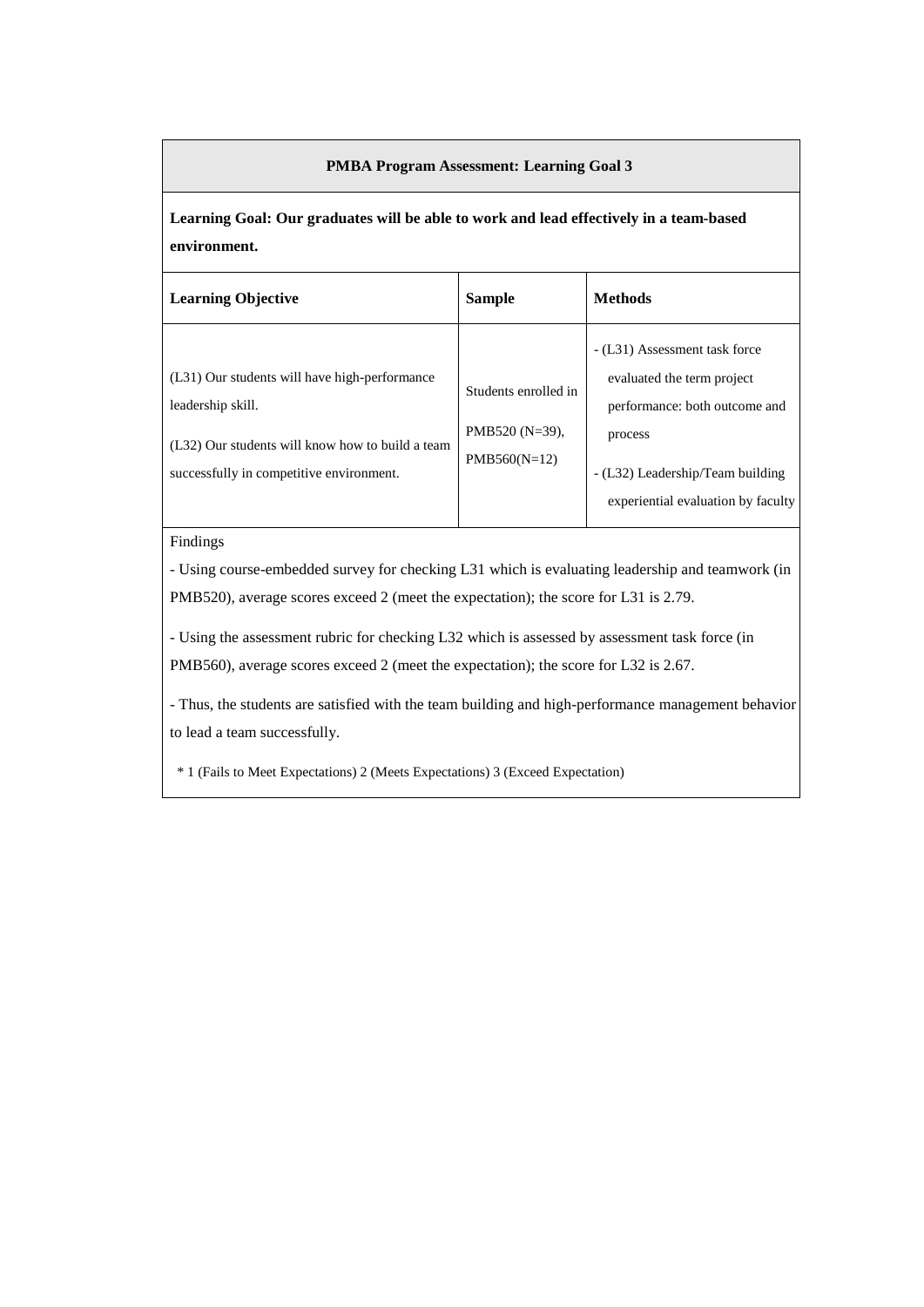| PMBA Program Assessment: Learning Goal 3 | | |
|---|---|---|
| **Learning Goal: Our graduates will be able to work and lead effectively in a team-based environment.** | | |
| **Learning Objective** | **Sample** | **Methods** |
| (L31) Our students will have high-performance leadership skill.<br>(L32) Our students will know how to build a team successfully in competitive environment. | Students enrolled in PMB520 (N=39), PMB560(N=12) | - (L31) Assessment task force evaluated the term project performance: both outcome and process<br>- (L32) Leadership/Team building experiential evaluation by faculty |

Findings

- Using course-embedded survey for checking L31 which is evaluating leadership and teamwork (in PMB520), average scores exceed 2 (meet the expectation); the score for L31 is 2.79.

- Using the assessment rubric for checking L32 which is assessed by assessment task force (in PMB560), average scores exceed 2 (meet the expectation); the score for L32 is 2.67.

- Thus, the students are satisfied with the team building and high-performance management behavior to lead a team successfully.

* 1 (Fails to Meet Expectations) 2 (Meets Expectations) 3 (Exceed Expectation)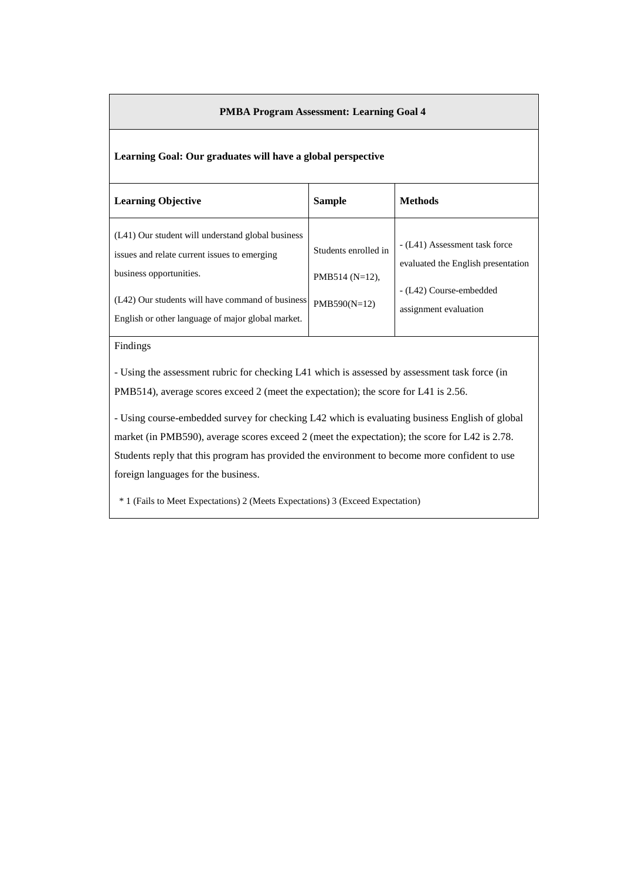**PMBA Program Assessment: Learning Goal 4**

**Learning Goal: Our graduates will have a global perspective**

| **Learning Objective** | **Sample** | **Methods** |
|---|---|---|
| (L41) Our student will understand global business issues and relate current issues to emerging business opportunities.<br><br>(L42) Our students will have command of business English or other language of major global market. | Students enrolled in PMB514 (N=12), PMB590(N=12) | - (L41) Assessment task force evaluated the English presentation<br><br>- (L42) Course-embedded assignment evaluation |

Findings

- Using the assessment rubric for checking L41 which is assessed by assessment task force (in PMB514), average scores exceed 2 (meet the expectation); the score for L41 is 2.56.

- Using course-embedded survey for checking L42 which is evaluating business English of global market (in PMB590), average scores exceed 2 (meet the expectation); the score for L42 is 2.78. Students reply that this program has provided the environment to become more confident to use foreign languages for the business.

\* 1 (Fails to Meet Expectations) 2 (Meets Expectations) 3 (Exceed Expectation)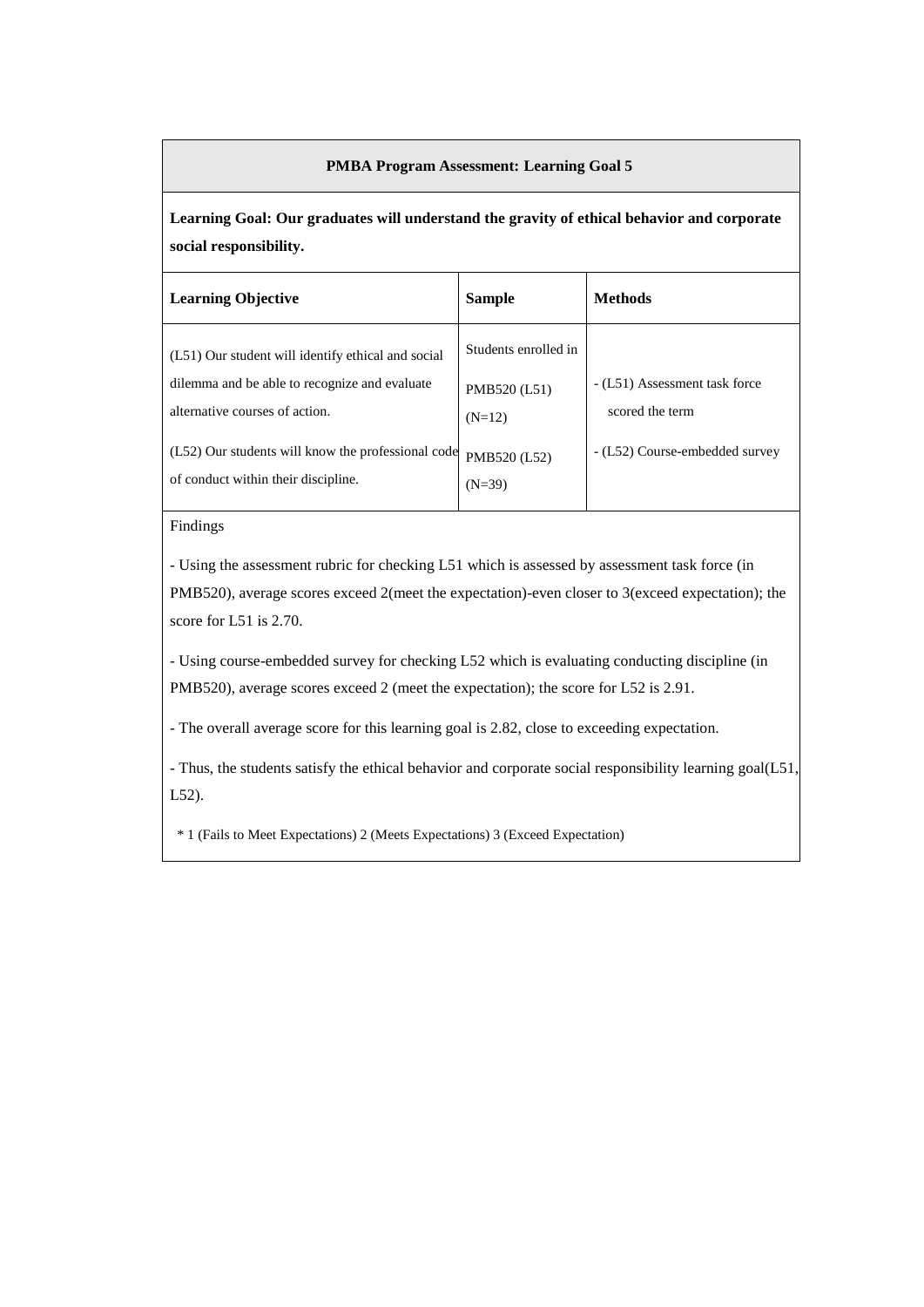**PMBA Program Assessment: Learning Goal 5**

**Learning Goal: Our graduates will understand the gravity of ethical behavior and corporate social responsibility.**

| Learning Objective | Sample | Methods |
|---|---|---|
| (L51) Our student will identify ethical and social dilemma and be able to recognize and evaluate alternative courses of action.<br><br>(L52) Our students will know the professional code of conduct within their discipline. | Students enrolled in<br><br>PMB520 (L51)<br>(N=12)<br><br>PMB520 (L52)<br>(N=39) | - (L51) Assessment task force scored the term<br><br>- (L52) Course-embedded survey |

Findings

- Using the assessment rubric for checking L51 which is assessed by assessment task force (in PMB520), average scores exceed 2(meet the expectation)-even closer to 3(exceed expectation); the score for L51 is 2.70.

- Using course-embedded survey for checking L52 which is evaluating conducting discipline (in PMB520), average scores exceed 2 (meet the expectation); the score for L52 is 2.91.

- The overall average score for this learning goal is 2.82, close to exceeding expectation.

- Thus, the students satisfy the ethical behavior and corporate social responsibility learning goal(L51, L52).

\* 1 (Fails to Meet Expectations) 2 (Meets Expectations) 3 (Exceed Expectation)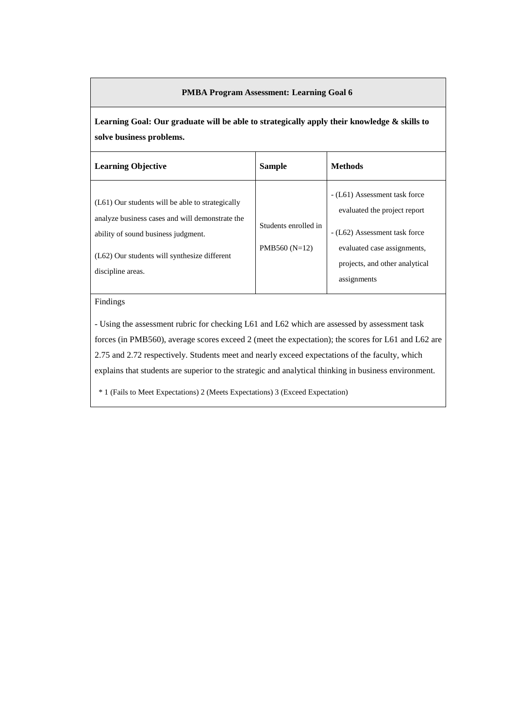**PMBA Program Assessment: Learning Goal 6**

**Learning Goal: Our graduate will be able to strategically apply their knowledge & skills to solve business problems.**

| Learning Objective | Sample | Methods |
|---|---|---|
| (L61) Our students will be able to strategically analyze business cases and will demonstrate the ability of sound business judgment.<br><br>(L62) Our students will synthesize different discipline areas. | Students enrolled in PMB560 (N=12) | - (L61) Assessment task force evaluated the project report<br><br>- (L62) Assessment task force evaluated case assignments, projects, and other analytical assignments |

Findings

- Using the assessment rubric for checking L61 and L62 which are assessed by assessment task forces (in PMB560), average scores exceed 2 (meet the expectation); the scores for L61 and L62 are 2.75 and 2.72 respectively. Students meet and nearly exceed expectations of the faculty, which explains that students are superior to the strategic and analytical thinking in business environment.

* 1 (Fails to Meet Expectations) 2 (Meets Expectations) 3 (Exceed Expectation)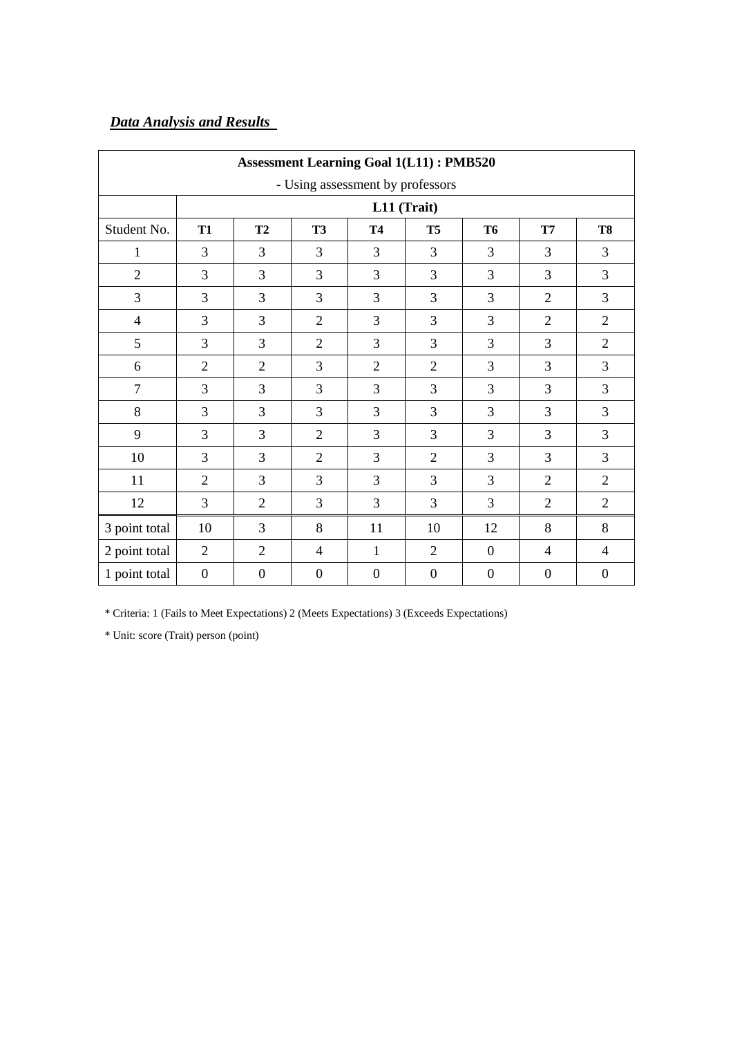***Data Analysis and Results***

| **Assessment Learning Goal 1(L11) : PMB520**<br>- Using assessment by professors | | | | | | | | |
|---|---|---|---|---|---|---|---|---|
| | **L11 (Trait)** | | | | | | | |
| Student No. | **T1** | **T2** | **T3** | **T4** | **T5** | **T6** | **T7** | **T8** |
| 1 | 3 | 3 | 3 | 3 | 3 | 3 | 3 | 3 |
| 2 | 3 | 3 | 3 | 3 | 3 | 3 | 3 | 3 |
| 3 | 3 | 3 | 3 | 3 | 3 | 3 | 2 | 3 |
| 4 | 3 | 3 | 2 | 3 | 3 | 3 | 2 | 2 |
| 5 | 3 | 3 | 2 | 3 | 3 | 3 | 3 | 2 |
| 6 | 2 | 2 | 3 | 2 | 2 | 3 | 3 | 3 |
| 7 | 3 | 3 | 3 | 3 | 3 | 3 | 3 | 3 |
| 8 | 3 | 3 | 3 | 3 | 3 | 3 | 3 | 3 |
| 9 | 3 | 3 | 2 | 3 | 3 | 3 | 3 | 3 |
| 10 | 3 | 3 | 2 | 3 | 2 | 3 | 3 | 3 |
| 11 | 2 | 3 | 3 | 3 | 3 | 3 | 2 | 2 |
| 12 | 3 | 2 | 3 | 3 | 3 | 3 | 2 | 2 |
| 3 point total | 10 | 3 | 8 | 11 | 10 | 12 | 8 | 8 |
| 2 point total | 2 | 2 | 4 | 1 | 2 | 0 | 4 | 4 |
| 1 point total | 0 | 0 | 0 | 0 | 0 | 0 | 0 | 0 |

* Criteria: 1 (Fails to Meet Expectations) 2 (Meets Expectations) 3 (Exceeds Expectations)

* Unit: score (Trait) person (point)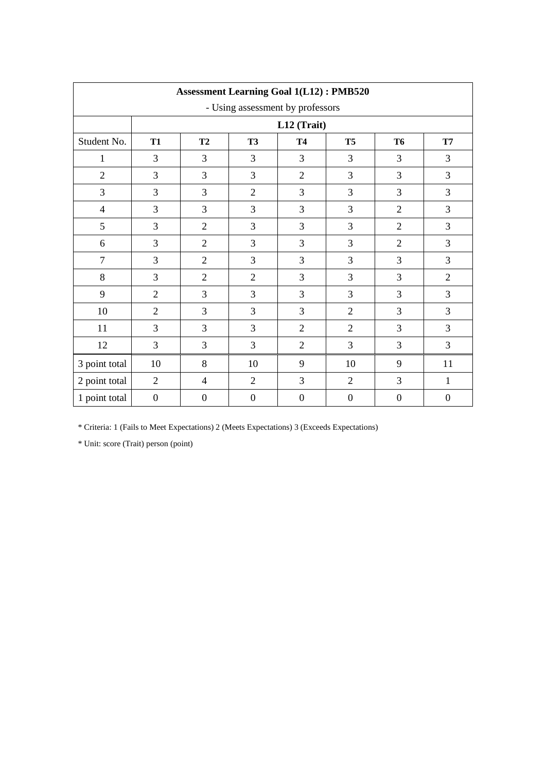| Assessment Learning Goal 1(L12) : PMB520<br>- Using assessment by professors | | | | | | | |
|---|---|---|---|---|---|---|---|
| | **L12 (Trait)** | | | | | | |
| Student No. | **T1** | **T2** | **T3** | **T4** | **T5** | **T6** | **T7** |
| 1 | 3 | 3 | 3 | 3 | 3 | 3 | 3 |
| 2 | 3 | 3 | 3 | 2 | 3 | 3 | 3 |
| 3 | 3 | 3 | 2 | 3 | 3 | 3 | 3 |
| 4 | 3 | 3 | 3 | 3 | 3 | 2 | 3 |
| 5 | 3 | 2 | 3 | 3 | 3 | 2 | 3 |
| 6 | 3 | 2 | 3 | 3 | 3 | 2 | 3 |
| 7 | 3 | 2 | 3 | 3 | 3 | 3 | 3 |
| 8 | 3 | 2 | 2 | 3 | 3 | 3 | 2 |
| 9 | 2 | 3 | 3 | 3 | 3 | 3 | 3 |
| 10 | 2 | 3 | 3 | 3 | 2 | 3 | 3 |
| 11 | 3 | 3 | 3 | 2 | 2 | 3 | 3 |
| 12 | 3 | 3 | 3 | 2 | 3 | 3 | 3 |
| 3 point total | 10 | 8 | 10 | 9 | 10 | 9 | 11 |
| 2 point total | 2 | 4 | 2 | 3 | 2 | 3 | 1 |
| 1 point total | 0 | 0 | 0 | 0 | 0 | 0 | 0 |

* Criteria: 1 (Fails to Meet Expectations) 2 (Meets Expectations) 3 (Exceeds Expectations)

* Unit: score (Trait) person (point)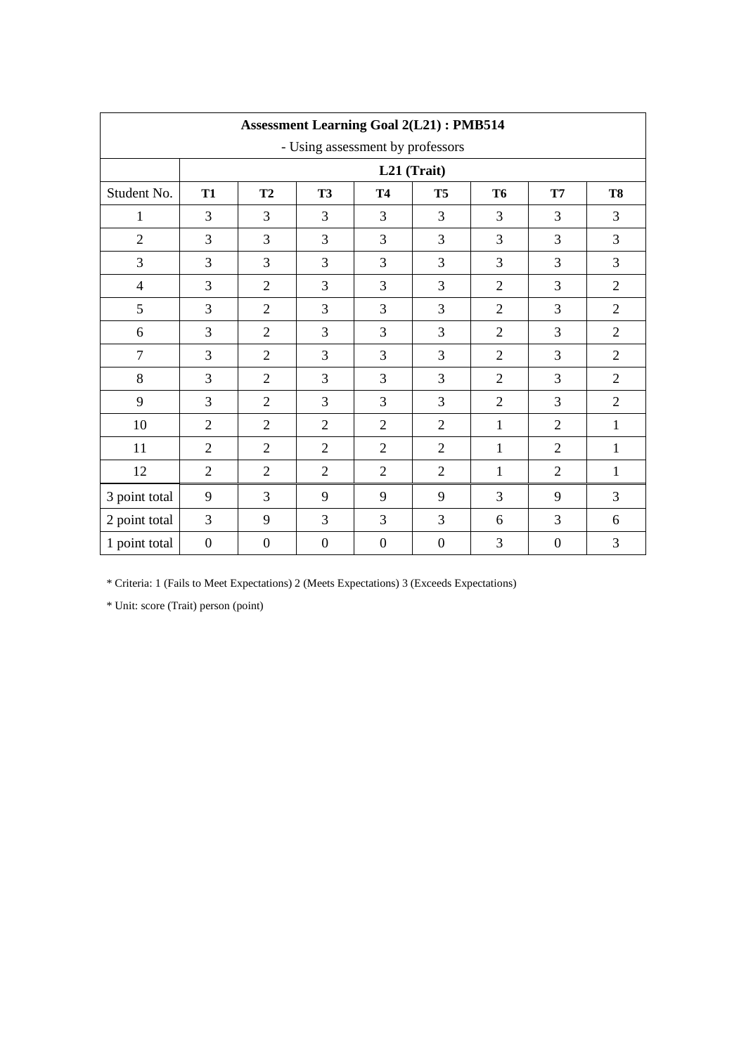| Assessment Learning Goal 2(L21) : PMB514<br>- Using assessment by professors | | | | | | | | |
|---|---|---|---|---|---|---|---|---|
| | **L21 (Trait)** | | | | | | | |
| Student No. | **T1** | **T2** | **T3** | **T4** | **T5** | **T6** | **T7** | **T8** |
| 1 | 3 | 3 | 3 | 3 | 3 | 3 | 3 | 3 |
| 2 | 3 | 3 | 3 | 3 | 3 | 3 | 3 | 3 |
| 3 | 3 | 3 | 3 | 3 | 3 | 3 | 3 | 3 |
| 4 | 3 | 2 | 3 | 3 | 3 | 2 | 3 | 2 |
| 5 | 3 | 2 | 3 | 3 | 3 | 2 | 3 | 2 |
| 6 | 3 | 2 | 3 | 3 | 3 | 2 | 3 | 2 |
| 7 | 3 | 2 | 3 | 3 | 3 | 2 | 3 | 2 |
| 8 | 3 | 2 | 3 | 3 | 3 | 2 | 3 | 2 |
| 9 | 3 | 2 | 3 | 3 | 3 | 2 | 3 | 2 |
| 10 | 2 | 2 | 2 | 2 | 2 | 1 | 2 | 1 |
| 11 | 2 | 2 | 2 | 2 | 2 | 1 | 2 | 1 |
| 12 | 2 | 2 | 2 | 2 | 2 | 1 | 2 | 1 |
| 3 point total | 9 | 3 | 9 | 9 | 9 | 3 | 9 | 3 |
| 2 point total | 3 | 9 | 3 | 3 | 3 | 6 | 3 | 6 |
| 1 point total | 0 | 0 | 0 | 0 | 0 | 3 | 0 | 3 |

* Criteria: 1 (Fails to Meet Expectations) 2 (Meets Expectations) 3 (Exceeds Expectations)

* Unit: score (Trait) person (point)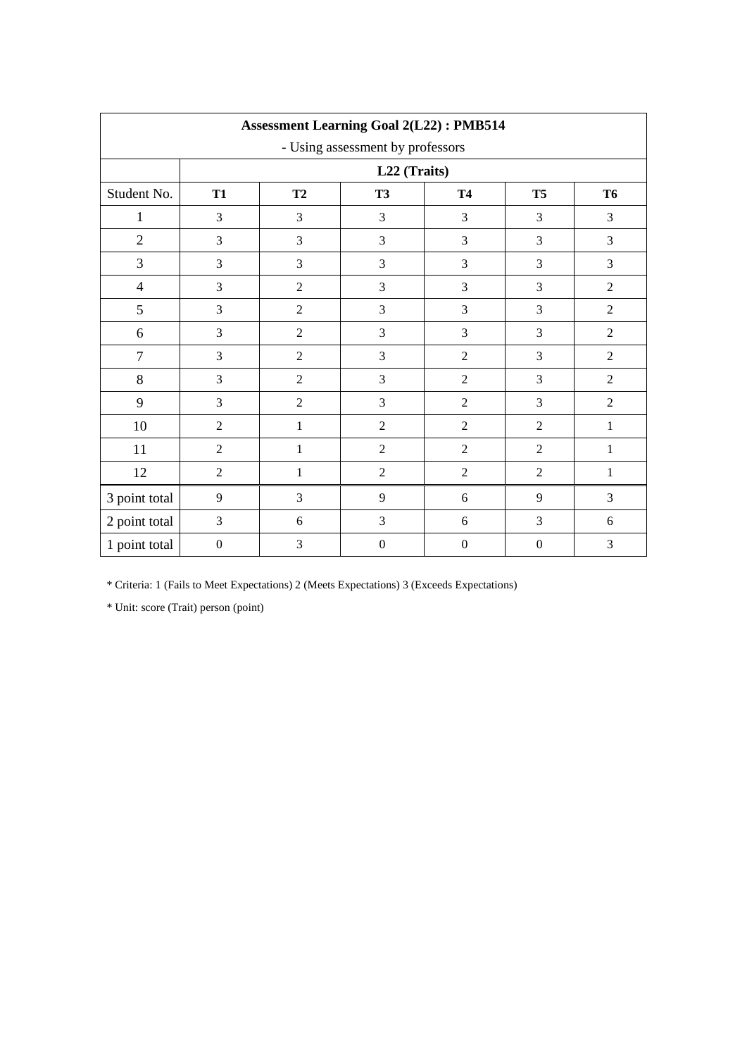| Assessment Learning Goal 2(L22) : PMB514<br>- Using assessment by professors | | | | | | |
|---|---|---|---|---|---|---|
| | **L22 (Traits)** | | | | | |
| Student No. | **T1** | **T2** | **T3** | **T4** | **T5** | **T6** |
| 1 | 3 | 3 | 3 | 3 | 3 | 3 |
| 2 | 3 | 3 | 3 | 3 | 3 | 3 |
| 3 | 3 | 3 | 3 | 3 | 3 | 3 |
| 4 | 3 | 2 | 3 | 3 | 3 | 2 |
| 5 | 3 | 2 | 3 | 3 | 3 | 2 |
| 6 | 3 | 2 | 3 | 3 | 3 | 2 |
| 7 | 3 | 2 | 3 | 2 | 3 | 2 |
| 8 | 3 | 2 | 3 | 2 | 3 | 2 |
| 9 | 3 | 2 | 3 | 2 | 3 | 2 |
| 10 | 2 | 1 | 2 | 2 | 2 | 1 |
| 11 | 2 | 1 | 2 | 2 | 2 | 1 |
| 12 | 2 | 1 | 2 | 2 | 2 | 1 |
| 3 point total | 9 | 3 | 9 | 6 | 9 | 3 |
| 2 point total | 3 | 6 | 3 | 6 | 3 | 6 |
| 1 point total | 0 | 3 | 0 | 0 | 0 | 3 |

* Criteria: 1 (Fails to Meet Expectations) 2 (Meets Expectations) 3 (Exceeds Expectations)

* Unit: score (Trait) person (point)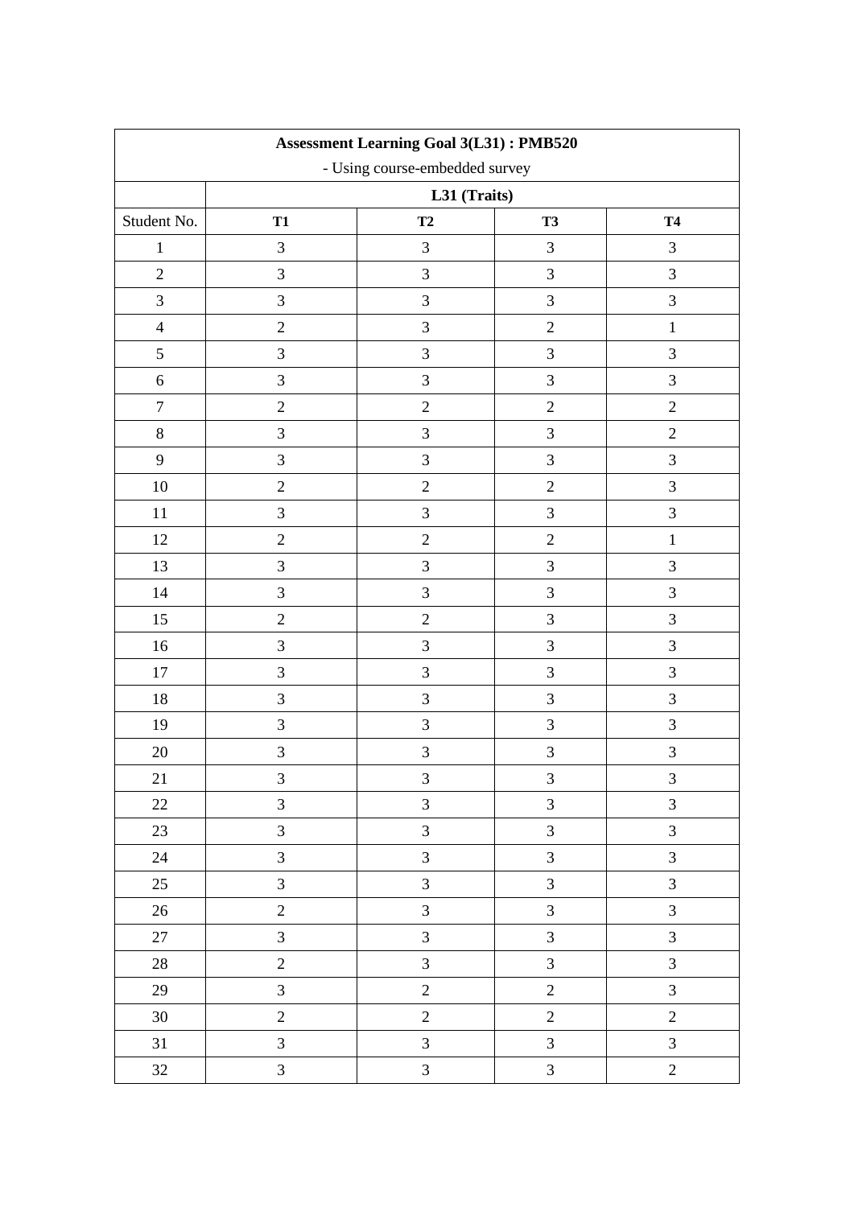| Assessment Learning Goal 3(L31) : PMB520<br>- Using course-embedded survey | | | | |
|---|---|---|---|---|
| | **L31 (Traits)** | | | |
| Student No. | **T1** | **T2** | **T3** | **T4** |
| 1 | 3 | 3 | 3 | 3 |
| 2 | 3 | 3 | 3 | 3 |
| 3 | 3 | 3 | 3 | 3 |
| 4 | 2 | 3 | 2 | 1 |
| 5 | 3 | 3 | 3 | 3 |
| 6 | 3 | 3 | 3 | 3 |
| 7 | 2 | 2 | 2 | 2 |
| 8 | 3 | 3 | 3 | 2 |
| 9 | 3 | 3 | 3 | 3 |
| 10 | 2 | 2 | 2 | 3 |
| 11 | 3 | 3 | 3 | 3 |
| 12 | 2 | 2 | 2 | 1 |
| 13 | 3 | 3 | 3 | 3 |
| 14 | 3 | 3 | 3 | 3 |
| 15 | 2 | 2 | 3 | 3 |
| 16 | 3 | 3 | 3 | 3 |
| 17 | 3 | 3 | 3 | 3 |
| 18 | 3 | 3 | 3 | 3 |
| 19 | 3 | 3 | 3 | 3 |
| 20 | 3 | 3 | 3 | 3 |
| 21 | 3 | 3 | 3 | 3 |
| 22 | 3 | 3 | 3 | 3 |
| 23 | 3 | 3 | 3 | 3 |
| 24 | 3 | 3 | 3 | 3 |
| 25 | 3 | 3 | 3 | 3 |
| 26 | 2 | 3 | 3 | 3 |
| 27 | 3 | 3 | 3 | 3 |
| 28 | 2 | 3 | 3 | 3 |
| 29 | 3 | 2 | 2 | 3 |
| 30 | 2 | 2 | 2 | 2 |
| 31 | 3 | 3 | 3 | 3 |
| 32 | 3 | 3 | 3 | 2 |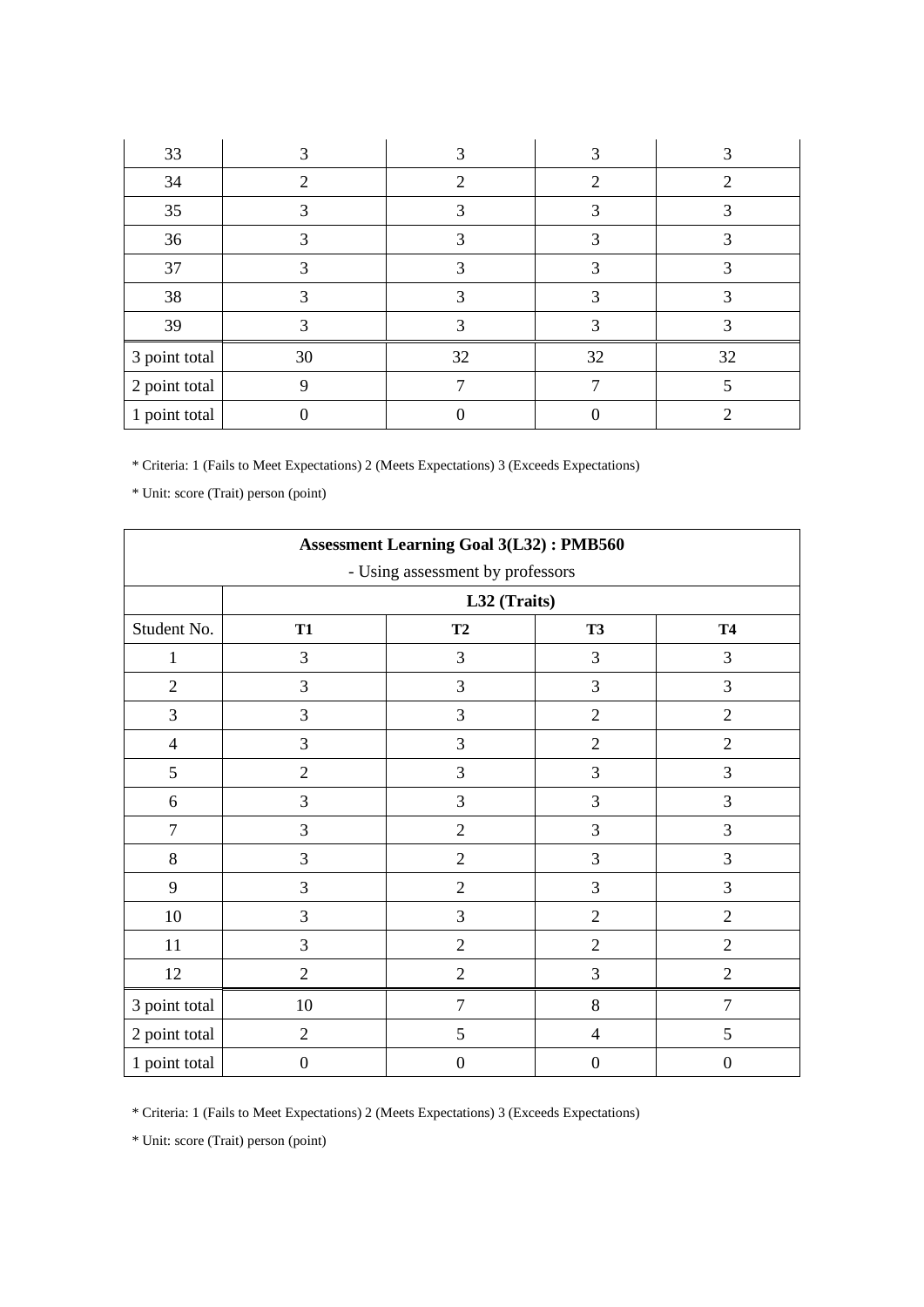| 33 | 3 | 3 | 3 | 3 |
|---|---|---|---|---|
| 34 | 2 | 2 | 2 | 2 |
| 35 | 3 | 3 | 3 | 3 |
| 36 | 3 | 3 | 3 | 3 |
| 37 | 3 | 3 | 3 | 3 |
| 38 | 3 | 3 | 3 | 3 |
| 39 | 3 | 3 | 3 | 3 |
| 3 point total | 30 | 32 | 32 | 32 |
| 2 point total | 9 | 7 | 7 | 5 |
| 1 point total | 0 | 0 | 0 | 2 |

* Criteria: 1 (Fails to Meet Expectations) 2 (Meets Expectations) 3 (Exceeds Expectations)

* Unit: score (Trait) person (point)

| **Assessment Learning Goal 3(L32) : PMB560**<br>- Using assessment by professors | | | | |
|---|---|---|---|---|
| | **L32 (Traits)** | | | |
| Student No. | **T1** | **T2** | **T3** | **T4** |
| 1 | 3 | 3 | 3 | 3 |
| 2 | 3 | 3 | 3 | 3 |
| 3 | 3 | 3 | 2 | 2 |
| 4 | 3 | 3 | 2 | 2 |
| 5 | 2 | 3 | 3 | 3 |
| 6 | 3 | 3 | 3 | 3 |
| 7 | 3 | 2 | 3 | 3 |
| 8 | 3 | 2 | 3 | 3 |
| 9 | 3 | 2 | 3 | 3 |
| 10 | 3 | 3 | 2 | 2 |
| 11 | 3 | 2 | 2 | 2 |
| 12 | 2 | 2 | 3 | 2 |
| 3 point total | 10 | 7 | 8 | 7 |
| 2 point total | 2 | 5 | 4 | 5 |
| 1 point total | 0 | 0 | 0 | 0 |

* Criteria: 1 (Fails to Meet Expectations) 2 (Meets Expectations) 3 (Exceeds Expectations)

* Unit: score (Trait) person (point)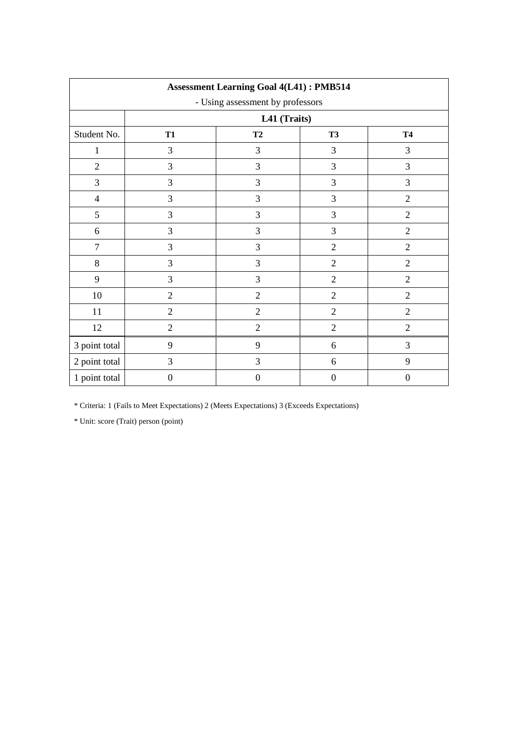| **Assessment Learning Goal 4(L41) : PMB514**<br>- Using assessment by professors | | | | |
|---|---|---|---|---|
| | **L41 (Traits)** | | | |
| Student No. | **T1** | **T2** | **T3** | **T4** |
| 1 | 3 | 3 | 3 | 3 |
| 2 | 3 | 3 | 3 | 3 |
| 3 | 3 | 3 | 3 | 3 |
| 4 | 3 | 3 | 3 | 2 |
| 5 | 3 | 3 | 3 | 2 |
| 6 | 3 | 3 | 3 | 2 |
| 7 | 3 | 3 | 2 | 2 |
| 8 | 3 | 3 | 2 | 2 |
| 9 | 3 | 3 | 2 | 2 |
| 10 | 2 | 2 | 2 | 2 |
| 11 | 2 | 2 | 2 | 2 |
| 12 | 2 | 2 | 2 | 2 |
| 3 point total | 9 | 9 | 6 | 3 |
| 2 point total | 3 | 3 | 6 | 9 |
| 1 point total | 0 | 0 | 0 | 0 |

* Criteria: 1 (Fails to Meet Expectations) 2 (Meets Expectations) 3 (Exceeds Expectations)

* Unit: score (Trait) person (point)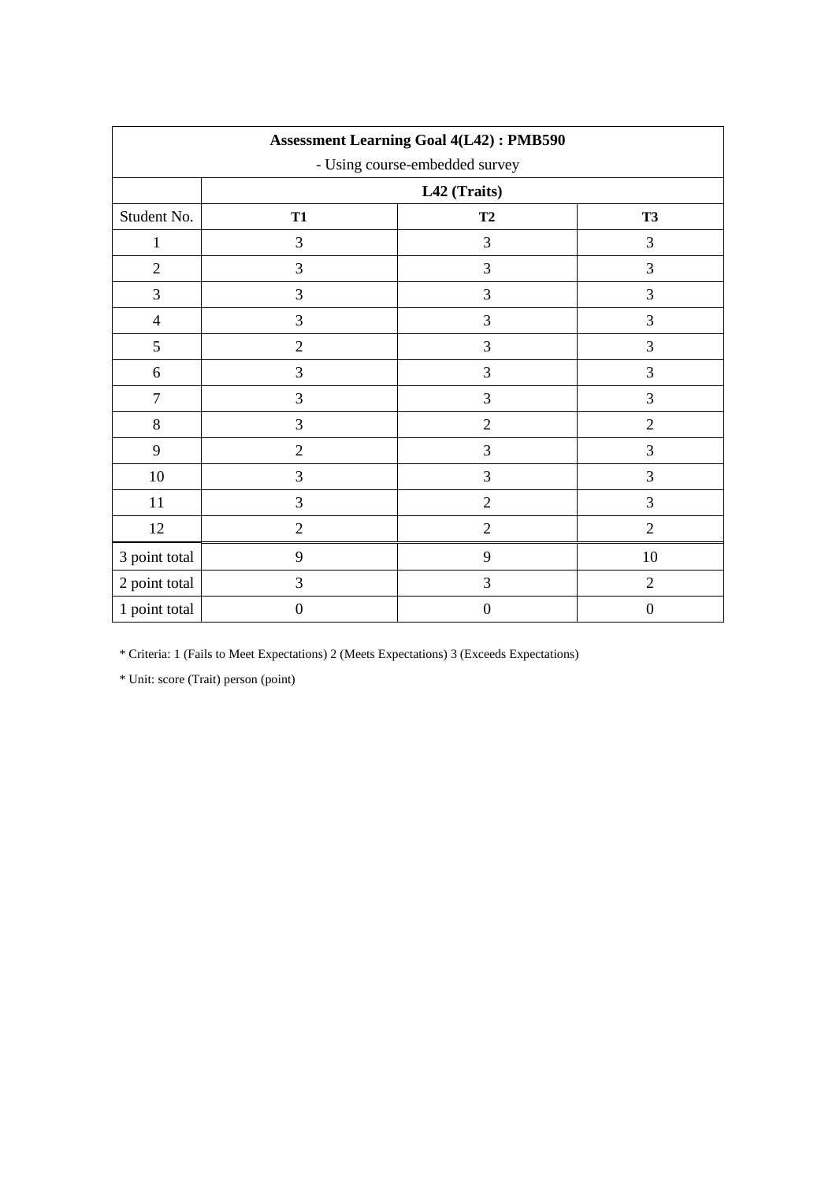| **Assessment Learning Goal 4(L42) : PMB590**<br>- Using course-embedded survey | | | |
|---|---|---|---|
| | **L42 (Traits)** | | |
| Student No. | **T1** | **T2** | **T3** |
| 1 | 3 | 3 | 3 |
| 2 | 3 | 3 | 3 |
| 3 | 3 | 3 | 3 |
| 4 | 3 | 3 | 3 |
| 5 | 2 | 3 | 3 |
| 6 | 3 | 3 | 3 |
| 7 | 3 | 3 | 3 |
| 8 | 3 | 2 | 2 |
| 9 | 2 | 3 | 3 |
| 10 | 3 | 3 | 3 |
| 11 | 3 | 2 | 3 |
| 12 | 2 | 2 | 2 |
| 3 point total | 9 | 9 | 10 |
| 2 point total | 3 | 3 | 2 |
| 1 point total | 0 | 0 | 0 |

* Criteria: 1 (Fails to Meet Expectations) 2 (Meets Expectations) 3 (Exceeds Expectations)

* Unit: score (Trait) person (point)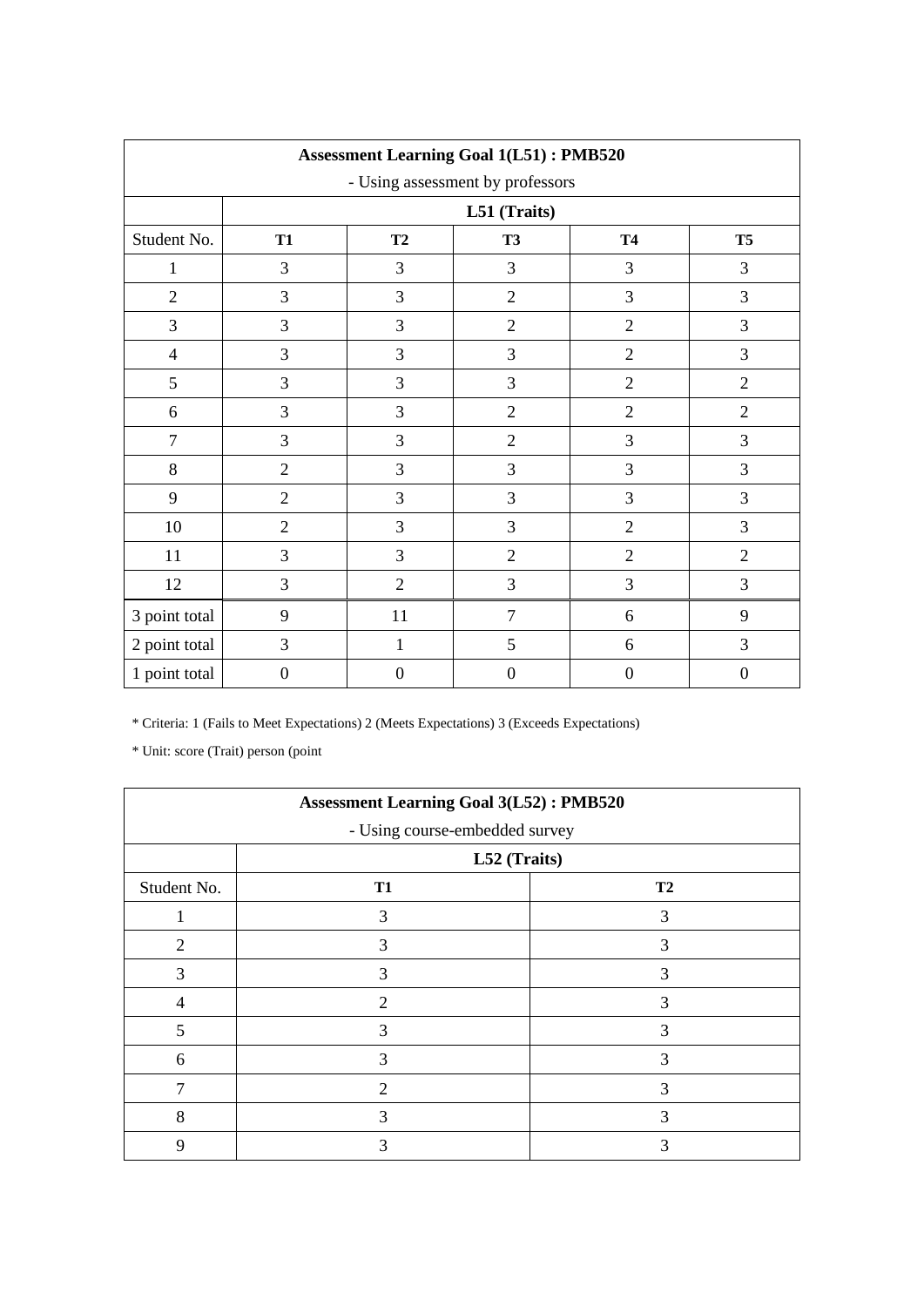| Assessment Learning Goal 1(L51) : PMB520<br>- Using assessment by professors | | | | | |
|---|---|---|---|---|---|
| | L51 (Traits) | | | | |
| Student No. | T1 | T2 | T3 | T4 | T5 |
| 1 | 3 | 3 | 3 | 3 | 3 |
| 2 | 3 | 3 | 2 | 3 | 3 |
| 3 | 3 | 3 | 2 | 2 | 3 |
| 4 | 3 | 3 | 3 | 2 | 3 |
| 5 | 3 | 3 | 3 | 2 | 2 |
| 6 | 3 | 3 | 2 | 2 | 2 |
| 7 | 3 | 3 | 2 | 3 | 3 |
| 8 | 2 | 3 | 3 | 3 | 3 |
| 9 | 2 | 3 | 3 | 3 | 3 |
| 10 | 2 | 3 | 3 | 2 | 3 |
| 11 | 3 | 3 | 2 | 2 | 2 |
| 12 | 3 | 2 | 3 | 3 | 3 |
| 3 point total | 9 | 11 | 7 | 6 | 9 |
| 2 point total | 3 | 1 | 5 | 6 | 3 |
| 1 point total | 0 | 0 | 0 | 0 | 0 |

* Criteria: 1 (Fails to Meet Expectations) 2 (Meets Expectations) 3 (Exceeds Expectations)

* Unit: score (Trait) person (point

| Assessment Learning Goal 3(L52) : PMB520<br>- Using course-embedded survey | | |
|---|---|---|
| | L52 (Traits) | |
| Student No. | T1 | T2 |
| 1 | 3 | 3 |
| 2 | 3 | 3 |
| 3 | 3 | 3 |
| 4 | 2 | 3 |
| 5 | 3 | 3 |
| 6 | 3 | 3 |
| 7 | 2 | 3 |
| 8 | 3 | 3 |
| 9 | 3 | 3 |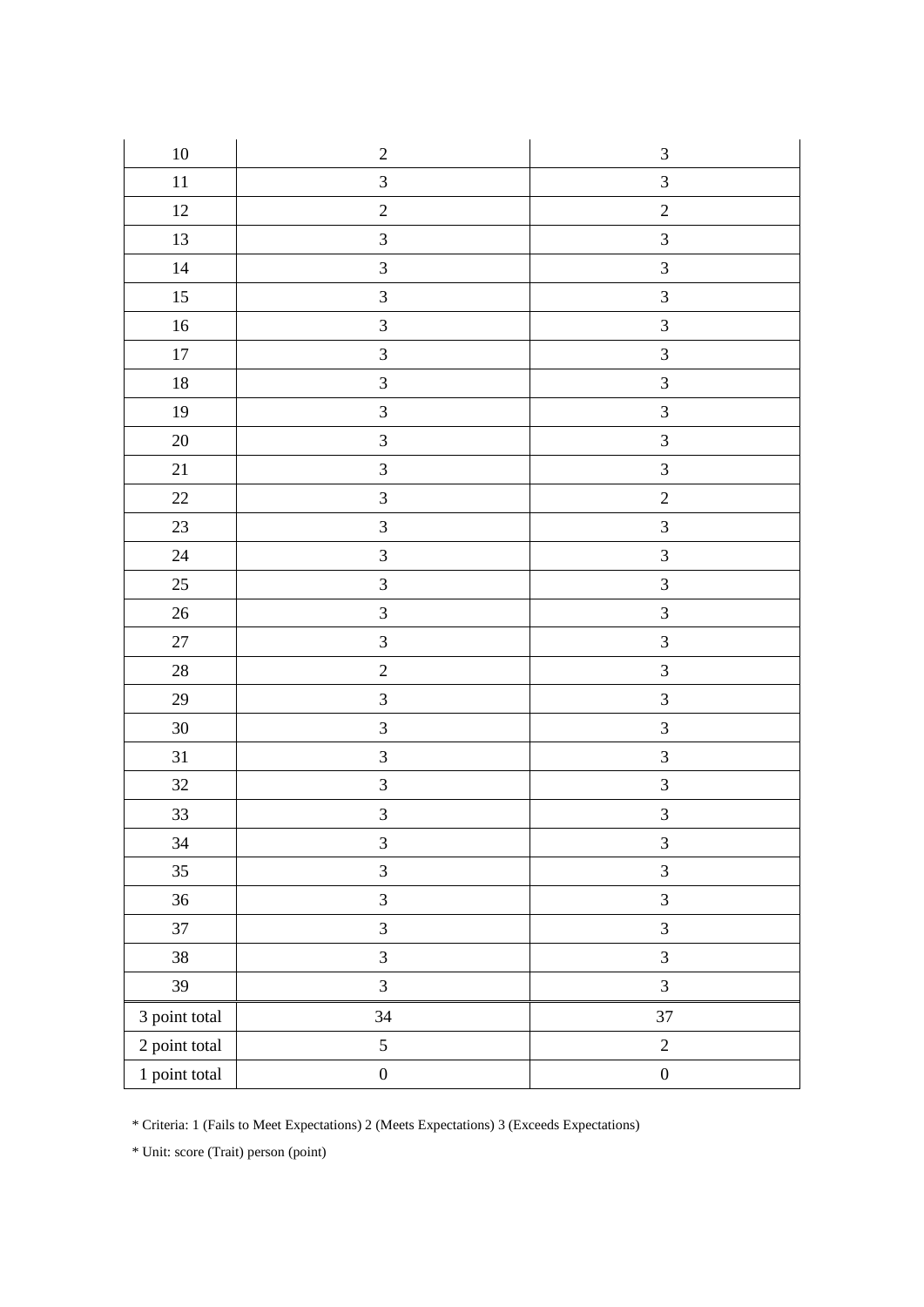| 10 | 2 | 3 |
|---|---|---|
| 11 | 3 | 3 |
| 12 | 2 | 2 |
| 13 | 3 | 3 |
| 14 | 3 | 3 |
| 15 | 3 | 3 |
| 16 | 3 | 3 |
| 17 | 3 | 3 |
| 18 | 3 | 3 |
| 19 | 3 | 3 |
| 20 | 3 | 3 |
| 21 | 3 | 3 |
| 22 | 3 | 2 |
| 23 | 3 | 3 |
| 24 | 3 | 3 |
| 25 | 3 | 3 |
| 26 | 3 | 3 |
| 27 | 3 | 3 |
| 28 | 2 | 3 |
| 29 | 3 | 3 |
| 30 | 3 | 3 |
| 31 | 3 | 3 |
| 32 | 3 | 3 |
| 33 | 3 | 3 |
| 34 | 3 | 3 |
| 35 | 3 | 3 |
| 36 | 3 | 3 |
| 37 | 3 | 3 |
| 38 | 3 | 3 |
| 39 | 3 | 3 |
| 3 point total | 34 | 37 |
| 2 point total | 5 | 2 |
| 1 point total | 0 | 0 |

* Criteria: 1 (Fails to Meet Expectations) 2 (Meets Expectations) 3 (Exceeds Expectations)

* Unit: score (Trait) person (point)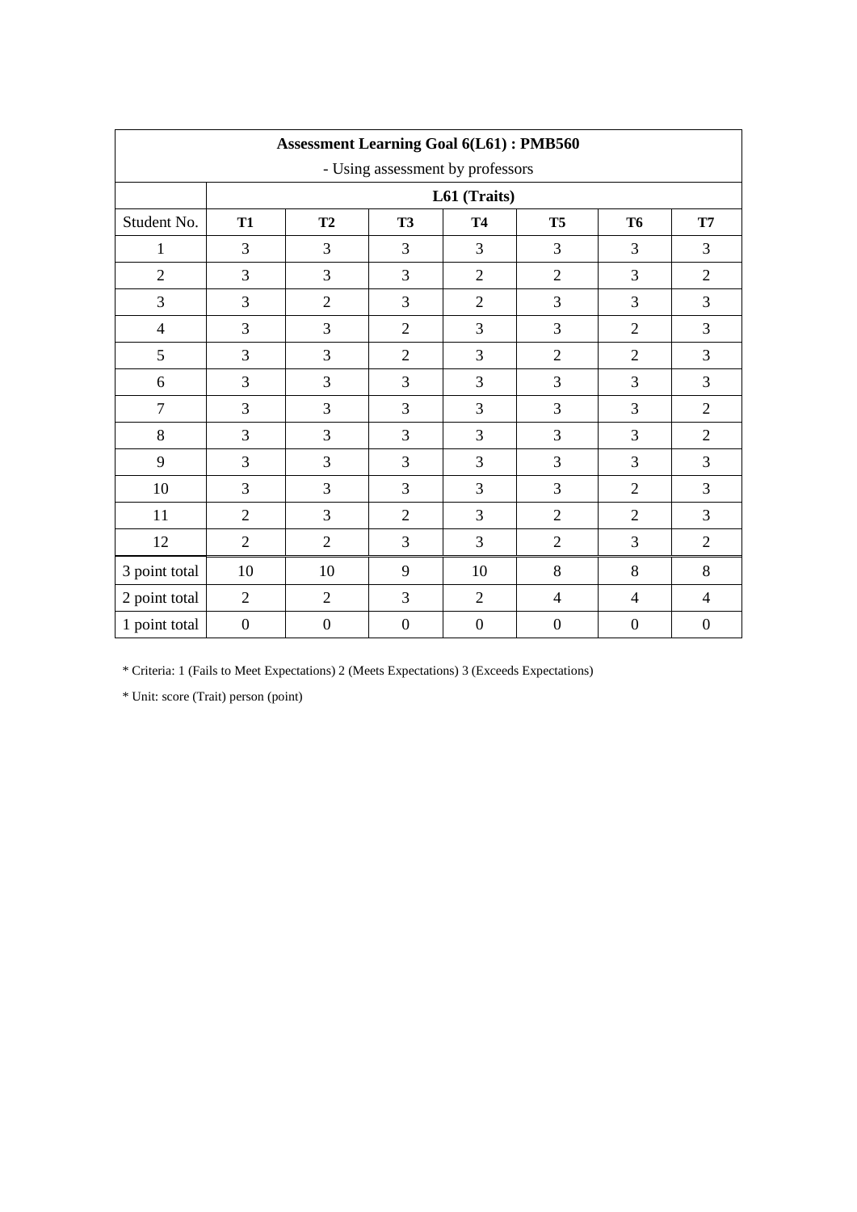| **Assessment Learning Goal 6(L61) : PMB560**<br>- Using assessment by professors | | | | | | | |
|---|---|---|---|---|---|---|---|
| | **L61 (Traits)** | | | | | | |
| Student No. | **T1** | **T2** | **T3** | **T4** | **T5** | **T6** | **T7** |
| 1 | 3 | 3 | 3 | 3 | 3 | 3 | 3 |
| 2 | 3 | 3 | 3 | 2 | 2 | 3 | 2 |
| 3 | 3 | 2 | 3 | 2 | 3 | 3 | 3 |
| 4 | 3 | 3 | 2 | 3 | 3 | 2 | 3 |
| 5 | 3 | 3 | 2 | 3 | 2 | 2 | 3 |
| 6 | 3 | 3 | 3 | 3 | 3 | 3 | 3 |
| 7 | 3 | 3 | 3 | 3 | 3 | 3 | 2 |
| 8 | 3 | 3 | 3 | 3 | 3 | 3 | 2 |
| 9 | 3 | 3 | 3 | 3 | 3 | 3 | 3 |
| 10 | 3 | 3 | 3 | 3 | 3 | 2 | 3 |
| 11 | 2 | 3 | 2 | 3 | 2 | 2 | 3 |
| 12 | 2 | 2 | 3 | 3 | 2 | 3 | 2 |
| 3 point total | 10 | 10 | 9 | 10 | 8 | 8 | 8 |
| 2 point total | 2 | 2 | 3 | 2 | 4 | 4 | 4 |
| 1 point total | 0 | 0 | 0 | 0 | 0 | 0 | 0 |

* Criteria: 1 (Fails to Meet Expectations) 2 (Meets Expectations) 3 (Exceeds Expectations)

* Unit: score (Trait) person (point)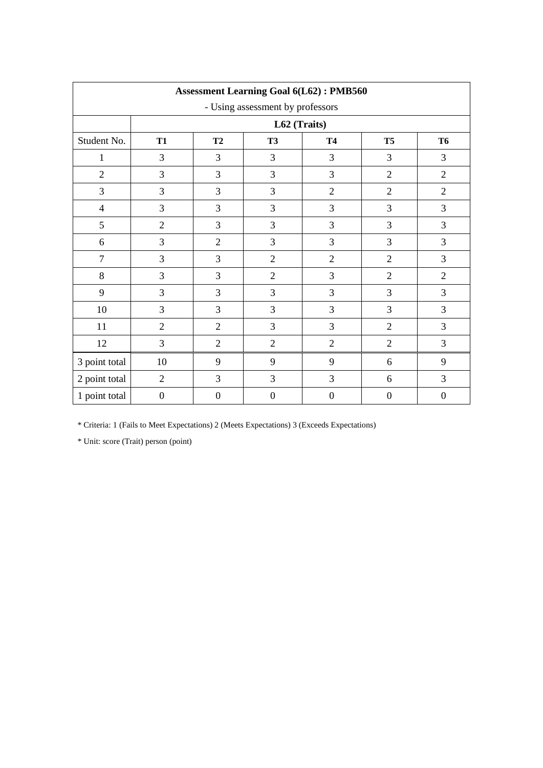| **Assessment Learning Goal 6(L62) : PMB560**<br>- Using assessment by professors | | | | | | |
|---|---|---|---|---|---|---|
| | **L62 (Traits)** | | | | | |
| Student No. | **T1** | **T2** | **T3** | **T4** | **T5** | **T6** |
| 1 | 3 | 3 | 3 | 3 | 3 | 3 |
| 2 | 3 | 3 | 3 | 3 | 2 | 2 |
| 3 | 3 | 3 | 3 | 2 | 2 | 2 |
| 4 | 3 | 3 | 3 | 3 | 3 | 3 |
| 5 | 2 | 3 | 3 | 3 | 3 | 3 |
| 6 | 3 | 2 | 3 | 3 | 3 | 3 |
| 7 | 3 | 3 | 2 | 2 | 2 | 3 |
| 8 | 3 | 3 | 2 | 3 | 2 | 2 |
| 9 | 3 | 3 | 3 | 3 | 3 | 3 |
| 10 | 3 | 3 | 3 | 3 | 3 | 3 |
| 11 | 2 | 2 | 3 | 3 | 2 | 3 |
| 12 | 3 | 2 | 2 | 2 | 2 | 3 |
| 3 point total | 10 | 9 | 9 | 9 | 6 | 9 |
| 2 point total | 2 | 3 | 3 | 3 | 6 | 3 |
| 1 point total | 0 | 0 | 0 | 0 | 0 | 0 |

* Criteria: 1 (Fails to Meet Expectations) 2 (Meets Expectations) 3 (Exceeds Expectations)

* Unit: score (Trait) person (point)